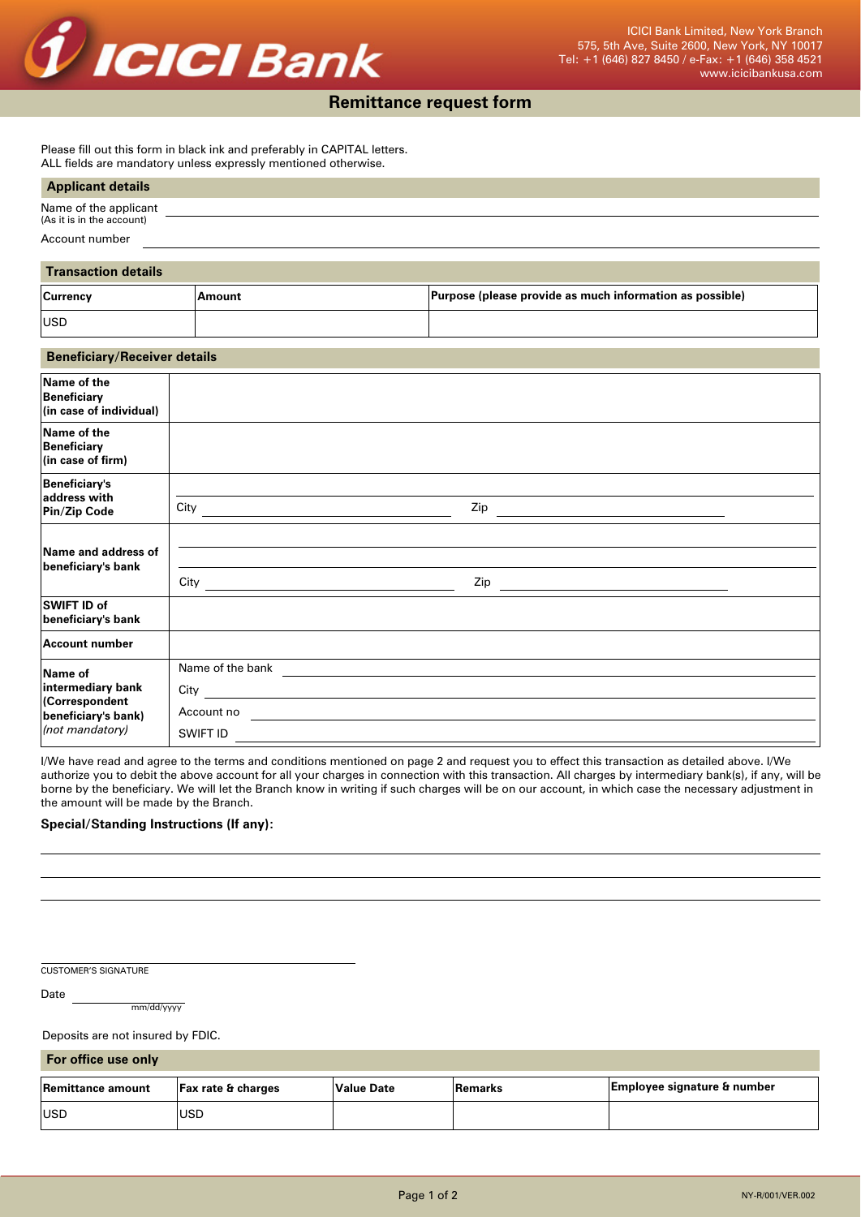ICICI Bank

ICICI Bank Limited, New York Branch
575, 5th Ave, Suite 2600, New York, NY 10017
Tel: +1 (646) 827 8450 / e-Fax: +1 (646) 358 4521
www.icicibankusa.com

# Remittance request form

Please fill out this form in black ink and preferably in CAPITAL letters.
ALL fields are mandatory unless expressly mentioned otherwise.

## Applicant details

Name of the applicant (As it is in the account) ______________________

Account number ______________________

## Transaction details

| Currency | Amount | Purpose (please provide as much information as possible) |
|---|---|---|
| USD | | |

## Beneficiary/Receiver details

| | |
|---|---|
| **Name of the Beneficiary (in case of individual)** | |
| **Name of the Beneficiary (in case of firm)** | |
| **Beneficiary's address with Pin/Zip Code** | City ______ Zip ______ |
| **Name and address of beneficiary's bank** | City ______ Zip ______ |
| **SWIFT ID of beneficiary's bank** | |
| **Account number** | |
| **Name of intermediary bank (Correspondent beneficiary's bank)** *(not mandatory)* | Name of the bank ______ City ______ Account no ______ SWIFT ID ______ |

I/We have read and agree to the terms and conditions mentioned on page 2 and request you to effect this transaction as detailed above. I/We authorize you to debit the above account for all your charges in connection with this transaction. All charges by intermediary bank(s), if any, will be borne by the beneficiary. We will let the Branch know in writing if such charges will be on our account, in which case the necessary adjustment in the amount will be made by the Branch.

**Special/Standing Instructions (If any):**

______________________

______________________

______________________

______________________
CUSTOMER'S SIGNATURE

Date ______
mm/dd/yyyy

Deposits are not insured by FDIC.

## For office use only

| Remittance amount | Fax rate & charges | Value Date | Remarks | Employee signature & number |
|---|---|---|---|---|
| USD | USD | | | |

NY-R/001/VER.002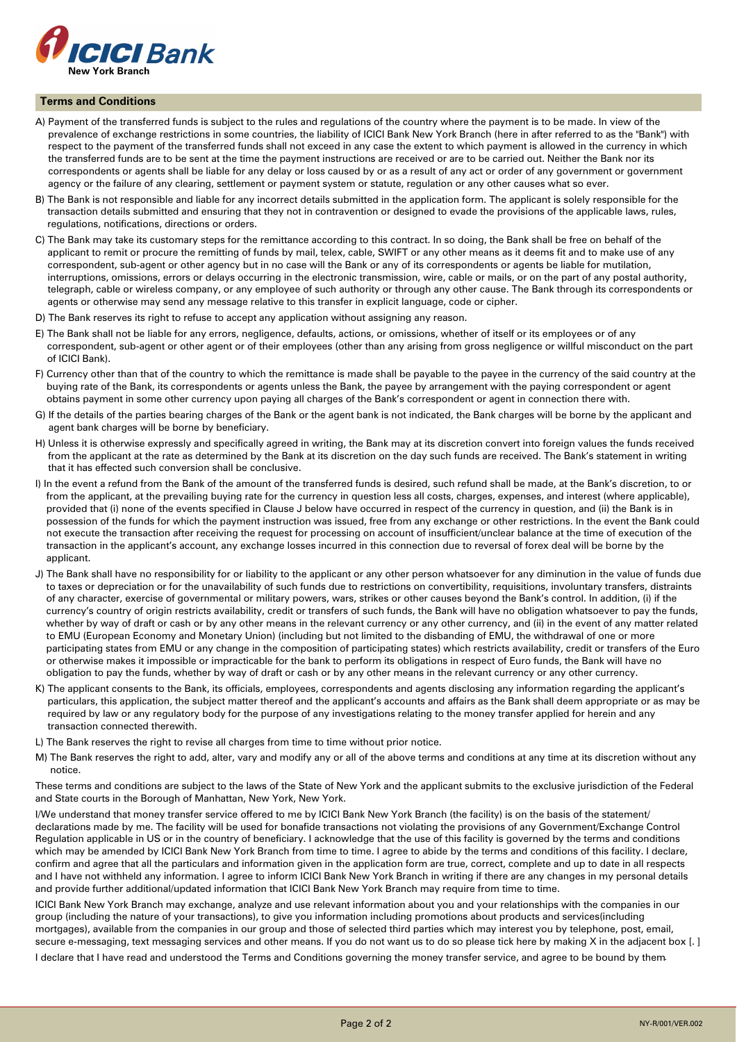ICICI Bank New York Branch

## Terms and Conditions

A) Payment of the transferred funds is subject to the rules and regulations of the country where the payment is to be made. In view of the prevalence of exchange restrictions in some countries, the liability of ICICI Bank New York Branch (here in after referred to as the "Bank") with respect to the payment of the transferred funds shall not exceed in any case the extent to which payment is allowed in the currency in which the transferred funds are to be sent at the time the payment instructions are received or are to be carried out. Neither the Bank nor its correspondents or agents shall be liable for any delay or loss caused by or as a result of any act or order of any government or government agency or the failure of any clearing, settlement or payment system or statute, regulation or any other causes what so ever.

B) The Bank is not responsible and liable for any incorrect details submitted in the application form. The applicant is solely responsible for the transaction details submitted and ensuring that they not in contravention or designed to evade the provisions of the applicable laws, rules, regulations, notifications, directions or orders.

C) The Bank may take its customary steps for the remittance according to this contract. In so doing, the Bank shall be free on behalf of the applicant to remit or procure the remitting of funds by mail, telex, cable, SWIFT or any other means as it deems fit and to make use of any correspondent, sub-agent or other agency but in no case will the Bank or any of its correspondents or agents be liable for mutilation, interruptions, omissions, errors or delays occurring in the electronic transmission, wire, cable or mails, or on the part of any postal authority, telegraph, cable or wireless company, or any employee of such authority or through any other cause. The Bank through its correspondents or agents or otherwise may send any message relative to this transfer in explicit language, code or cipher.

D) The Bank reserves its right to refuse to accept any application without assigning any reason.

E) The Bank shall not be liable for any errors, negligence, defaults, actions, or omissions, whether of itself or its employees or of any correspondent, sub-agent or other agent or of their employees (other than any arising from gross negligence or willful misconduct on the part of ICICI Bank).

F) Currency other than that of the country to which the remittance is made shall be payable to the payee in the currency of the said country at the buying rate of the Bank, its correspondents or agents unless the Bank, the payee by arrangement with the paying correspondent or agent obtains payment in some other currency upon paying all charges of the Bank's correspondent or agent in connection there with.

G) If the details of the parties bearing charges of the Bank or the agent bank is not indicated, the Bank charges will be borne by the applicant and agent bank charges will be borne by beneficiary.

H) Unless it is otherwise expressly and specifically agreed in writing, the Bank may at its discretion convert into foreign values the funds received from the applicant at the rate as determined by the Bank at its discretion on the day such funds are received. The Bank's statement in writing that it has effected such conversion shall be conclusive.

I) In the event a refund from the Bank of the amount of the transferred funds is desired, such refund shall be made, at the Bank's discretion, to or from the applicant, at the prevailing buying rate for the currency in question less all costs, charges, expenses, and interest (where applicable), provided that (i) none of the events specified in Clause J below have occurred in respect of the currency in question, and (ii) the Bank is in possession of the funds for which the payment instruction was issued, free from any exchange or other restrictions. In the event the Bank could not execute the transaction after receiving the request for processing on account of insufficient/unclear balance at the time of execution of the transaction in the applicant's account, any exchange losses incurred in this connection due to reversal of forex deal will be borne by the applicant.

J) The Bank shall have no responsibility for or liability to the applicant or any other person whatsoever for any diminution in the value of funds due to taxes or depreciation or for the unavailability of such funds due to restrictions on convertibility, requisitions, involuntary transfers, distraints of any character, exercise of governmental or military powers, wars, strikes or other causes beyond the Bank's control. In addition, (i) if the currency's country of origin restricts availability, credit or transfers of such funds, the Bank will have no obligation whatsoever to pay the funds, whether by way of draft or cash or by any other means in the relevant currency or any other currency, and (ii) in the event of any matter related to EMU (European Economy and Monetary Union) (including but not limited to the disbanding of EMU, the withdrawal of one or more participating states from EMU or any change in the composition of participating states) which restricts availability, credit or transfers of the Euro or otherwise makes it impossible or impracticable for the bank to perform its obligations in respect of Euro funds, the Bank will have no obligation to pay the funds, whether by way of draft or cash or by any other means in the relevant currency or any other currency.

K) The applicant consents to the Bank, its officials, employees, correspondents and agents disclosing any information regarding the applicant's particulars, this application, the subject matter thereof and the applicant's accounts and affairs as the Bank shall deem appropriate or as may be required by law or any regulatory body for the purpose of any investigations relating to the money transfer applied for herein and any transaction connected therewith.

L) The Bank reserves the right to revise all charges from time to time without prior notice.

M) The Bank reserves the right to add, alter, vary and modify any or all of the above terms and conditions at any time at its discretion without any notice.

These terms and conditions are subject to the laws of the State of New York and the applicant submits to the exclusive jurisdiction of the Federal and State courts in the Borough of Manhattan, New York, New York.

I/We understand that money transfer service offered to me by ICICI Bank New York Branch (the facility) is on the basis of the statement/ declarations made by me. The facility will be used for bonafide transactions not violating the provisions of any Government/Exchange Control Regulation applicable in US or in the country of beneficiary. I acknowledge that the use of this facility is governed by the terms and conditions which may be amended by ICICI Bank New York Branch from time to time. I agree to abide by the terms and conditions of this facility. I declare, confirm and agree that all the particulars and information given in the application form are true, correct, complete and up to date in all respects and I have not withheld any information. I agree to inform ICICI Bank New York Branch in writing if there are any changes in my personal details and provide further additional/updated information that ICICI Bank New York Branch may require from time to time.

ICICI Bank New York Branch may exchange, analyze and use relevant information about you and your relationships with the companies in our group (including the nature of your transactions), to give you information including promotions about products and services(including mortgages), available from the companies in our group and those of selected third parties which may interest you by telephone, post, email, secure e-messaging, text messaging services and other means. If you do not want us to do so please tick here by making X in the adjacent box [. ]

I declare that I have read and understood the Terms and Conditions governing the money transfer service, and agree to be bound by them.

NY-R/001/VER.002